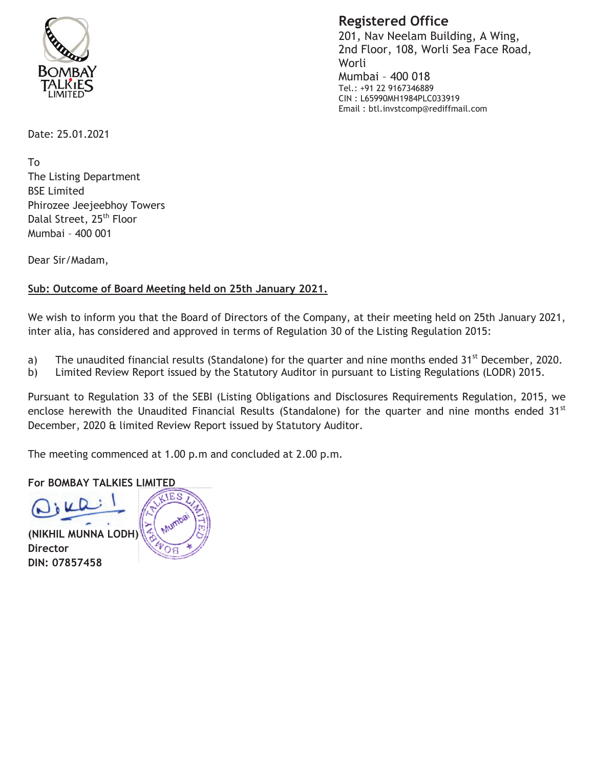**BOMBAY TALKIES LIMITED**

**Registered Office**
201, Nav Neelam Building, A Wing,
2nd Floor, 108, Worli Sea Face Road,
Worli
Mumbai – 400 018
Tel.: +91 22 9167346889
CIN : L65990MH1984PLC033919
Email : btl.invstcomp@rediffmail.com

Date: 25.01.2021

To
The Listing Department
BSE Limited
Phirozee Jeejeebhoy Towers
Dalal Street, 25th Floor
Mumbai – 400 001

Dear Sir/Madam,

**Sub: Outcome of Board Meeting held on 25th January 2021.**

We wish to inform you that the Board of Directors of the Company, at their meeting held on 25th January 2021, inter alia, has considered and approved in terms of Regulation 30 of the Listing Regulation 2015:

a) The unaudited financial results (Standalone) for the quarter and nine months ended 31st December, 2020.
b) Limited Review Report issued by the Statutory Auditor in pursuant to Listing Regulations (LODR) 2015.

Pursuant to Regulation 33 of the SEBI (Listing Obligations and Disclosures Requirements Regulation, 2015, we enclose herewith the Unaudited Financial Results (Standalone) for the quarter and nine months ended 31st December, 2020 & limited Review Report issued by Statutory Auditor.

The meeting commenced at 1.00 p.m and concluded at 2.00 p.m.

**For BOMBAY TALKIES LIMITED**

**(NIKHIL MUNNA LODH)**
**Director**
**DIN: 07857458**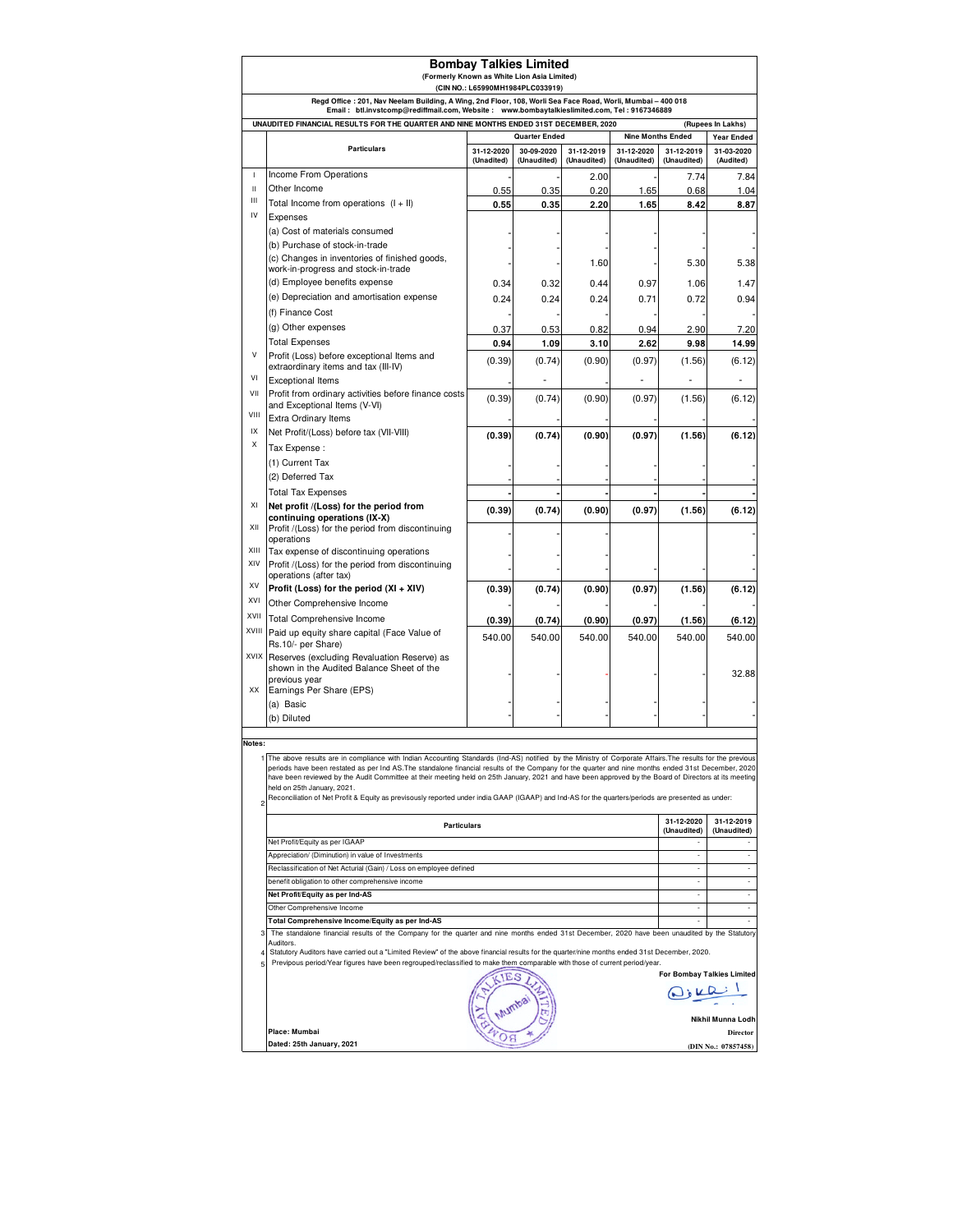# Bombay Talkies Limited

**(Formerly Known as White Lion Asia Limited)**

**(CIN NO.: L65990MH1984PLC033919)**

**Regd Office : 201, Nav Neelam Building, A Wing, 2nd Floor, 108, Worli Sea Face Road, Worli, Mumbai – 400 018**
**Email : btl.invstcomp@rediffmail.com, Website : www.bombaytalkieslimited.com, Tel : 9167346889**

**UNAUDITED FINANCIAL RESULTS FOR THE QUARTER AND NINE MONTHS ENDED 31ST DECEMBER, 2020** **(Rupees In Lakhs)**

| | Particulars | Quarter Ended | | | Nine Months Ended | | Year Ended |
|---|---|---|---|---|---|---|---|
| | | 31-12-2020 (Unadited) | 30-09-2020 (Unaudited) | 31-12-2019 (Unaudited) | 31-12-2020 (Unaudited) | 31-12-2019 (Unaudited) | 31-03-2020 (Audited) |
| I | Income From Operations | - | - | 2.00 | - | 7.74 | 7.84 |
| II | Other Income | 0.55 | 0.35 | 0.20 | 1.65 | 0.68 | 1.04 |
| III | Total Income from operations (I + II) | **0.55** | **0.35** | **2.20** | **1.65** | **8.42** | **8.87** |
| IV | Expenses | | | | | | |
| | (a) Cost of materials consumed | - | - | - | - | - | - |
| | (b) Purchase of stock-in-trade | - | - | - | - | - | - |
| | (c) Changes in inventories of finished goods, work-in-progress and stock-in-trade | - | - | 1.60 | - | 5.30 | 5.38 |
| | (d) Employee benefits expense | 0.34 | 0.32 | 0.44 | 0.97 | 1.06 | 1.47 |
| | (e) Depreciation and amortisation expense | 0.24 | 0.24 | 0.24 | 0.71 | 0.72 | 0.94 |
| | (f) Finance Cost | - | - | - | - | - | - |
| | (g) Other expenses | 0.37 | 0.53 | 0.82 | 0.94 | 2.90 | 7.20 |
| | Total Expenses | **0.94** | **1.09** | **3.10** | **2.62** | **9.98** | **14.99** |
| V | Profit (Loss) before exceptional Items and extraordinary items and tax (III-IV) | (0.39) | (0.74) | (0.90) | (0.97) | (1.56) | (6.12) |
| VI | Exceptional Items | - | - | - | - | - | - |
| VII | Profit from ordinary activities before finance costs and Exceptional Items (V-VI) | (0.39) | (0.74) | (0.90) | (0.97) | (1.56) | (6.12) |
| VIII | Extra Ordinary Items | - | - | - | - | - | - |
| IX | Net Profit/(Loss) before tax (VII-VIII) | **(0.39)** | **(0.74)** | **(0.90)** | **(0.97)** | **(1.56)** | **(6.12)** |
| X | Tax Expense : | | | | | | |
| | (1) Current Tax | - | - | - | - | - | - |
| | (2) Deferred Tax | - | - | - | - | - | - |
| | Total Tax Expenses | **-** | **-** | **-** | **-** | **-** | **-** |
| XI | **Net profit /(Loss) for the period from continuing operations (IX-X)** | **(0.39)** | **(0.74)** | **(0.90)** | **(0.97)** | **(1.56)** | **(6.12)** |
| XII | Profit /(Loss) for the period from discontinuing operations | - | - | - | | | - |
| XIII | Tax expense of discontinuing operations | - | - | - | | | - |
| XIV | Profit /(Loss) for the period from discontinuing operations (after tax) | - | - | - | - | - | - |
| XV | **Profit (Loss) for the period (XI + XIV)** | **(0.39)** | **(0.74)** | **(0.90)** | **(0.97)** | **(1.56)** | **(6.12)** |
| XVI | Other Comprehensive Income | - | - | - | - | - | - |
| XVII | Total Comprehensive Income | **(0.39)** | **(0.74)** | **(0.90)** | **(0.97)** | **(1.56)** | **(6.12)** |
| XVIII | Paid up equity share capital (Face Value of Rs.10/- per Share) | 540.00 | 540.00 | 540.00 | 540.00 | 540.00 | 540.00 |
| XVIX | Reserves (excluding Revaluation Reserve) as shown in the Audited Balance Sheet of the previous year | - | - | - | - | - | 32.88 |
| XX | Earnings Per Share (EPS) | | | | | | |
| | (a) Basic | - | - | - | - | - | - |
| | (b) Diluted | - | - | - | - | - | - |

**Notes:**

1. The above results are in compliance with Indian Accounting Standards (Ind-AS) notified by the Ministry of Corporate Affairs.The results for the previous periods have been restated as per Ind AS.The standalone financial results of the Company for the quarter and nine months ended 31st December, 2020 have been reviewed by the Audit Committee at their meeting held on 25th January, 2021 and have been approved by the Board of Directors at its meeting held on 25th January, 2021.
2. Reconciliation of Net Profit & Equity as previsously reported under india GAAP (IGAAP) and Ind-AS for the quarters/periods are presented as under:

| Particulars | 31-12-2020 (Unaudited) | 31-12-2019 (Unaudited) |
|---|---|---|
| Net Profit/Equity as per IGAAP | - | - |
| Appreciation/ (Diminution) in value of Investments | - | - |
| Reclassification of Net Acturial (Gain) / Loss on employee defined | - | - |
| benefit obligation to other comprehensive income | - | - |
| **Net Profit/Equity as per Ind-AS** | - | - |
| Other Comprehensive Income | - | - |
| **Total Comprehensive Income/Equity as per Ind-AS** | - | - |

3. The standalone financial results of the Company for the quarter and nine months ended 31st December, 2020 have been unaudited by the Statutory Auditors.
4. Statutory Auditors have carried out a "Limited Review" of the above financial results for the quarter/nine months ended 31st December, 2020.
5. Previpous period/Year figures have been regrouped/reclassified to make them comparable with those of current period/year.

**For Bombay Talkies Limited**

**Nikhil Munna Lodh**
**Director**
**(DIN No.: 07857458)**

**Place: Mumbai**
**Dated: 25th January, 2021**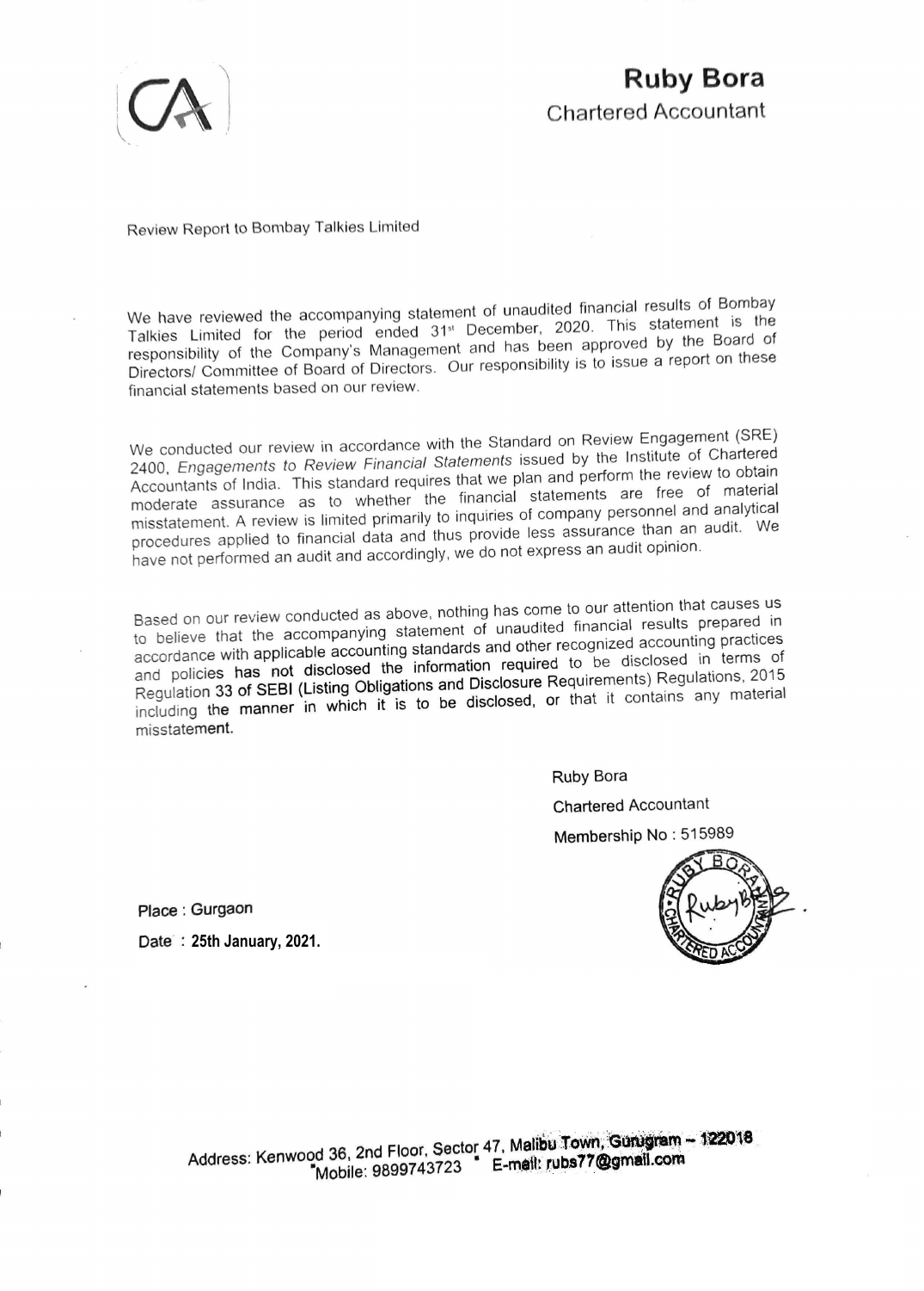# Ruby Bora

Chartered Accountant

Review Report to Bombay Talkies Limited

We have reviewed the accompanying statement of unaudited financial results of Bombay Talkies Limited for the period ended 31st December, 2020. This statement is the responsibility of the Company's Management and has been approved by the Board of Directors/ Committee of Board of Directors. Our responsibility is to issue a report on these financial statements based on our review.

We conducted our review in accordance with the Standard on Review Engagement (SRE) 2400, *Engagements to Review Financial Statements* issued by the Institute of Chartered Accountants of India. This standard requires that we plan and perform the review to obtain moderate assurance as to whether the financial statements are free of material misstatement. A review is limited primarily to inquiries of company personnel and analytical procedures applied to financial data and thus provide less assurance than an audit. We have not performed an audit and accordingly, we do not express an audit opinion.

Based on our review conducted as above, nothing has come to our attention that causes us to believe that the accompanying statement of unaudited financial results prepared in accordance with applicable accounting standards and other recognized accounting practices and policies has not disclosed the information required to be disclosed in terms of Regulation 33 of SEBI (Listing Obligations and Disclosure Requirements) Regulations, 2015 including the manner in which it is to be disclosed, or that it contains any material misstatement.

Ruby Bora

Chartered Accountant

Membership No : 515989

Place : Gurgaon

Date : **25th January, 2021.**

Address: Kenwood 36, 2nd Floor, Sector 47, Malibu Town, Gurugram – 122018
Mobile: 9899743723 E-mail: rubs77@gmail.com